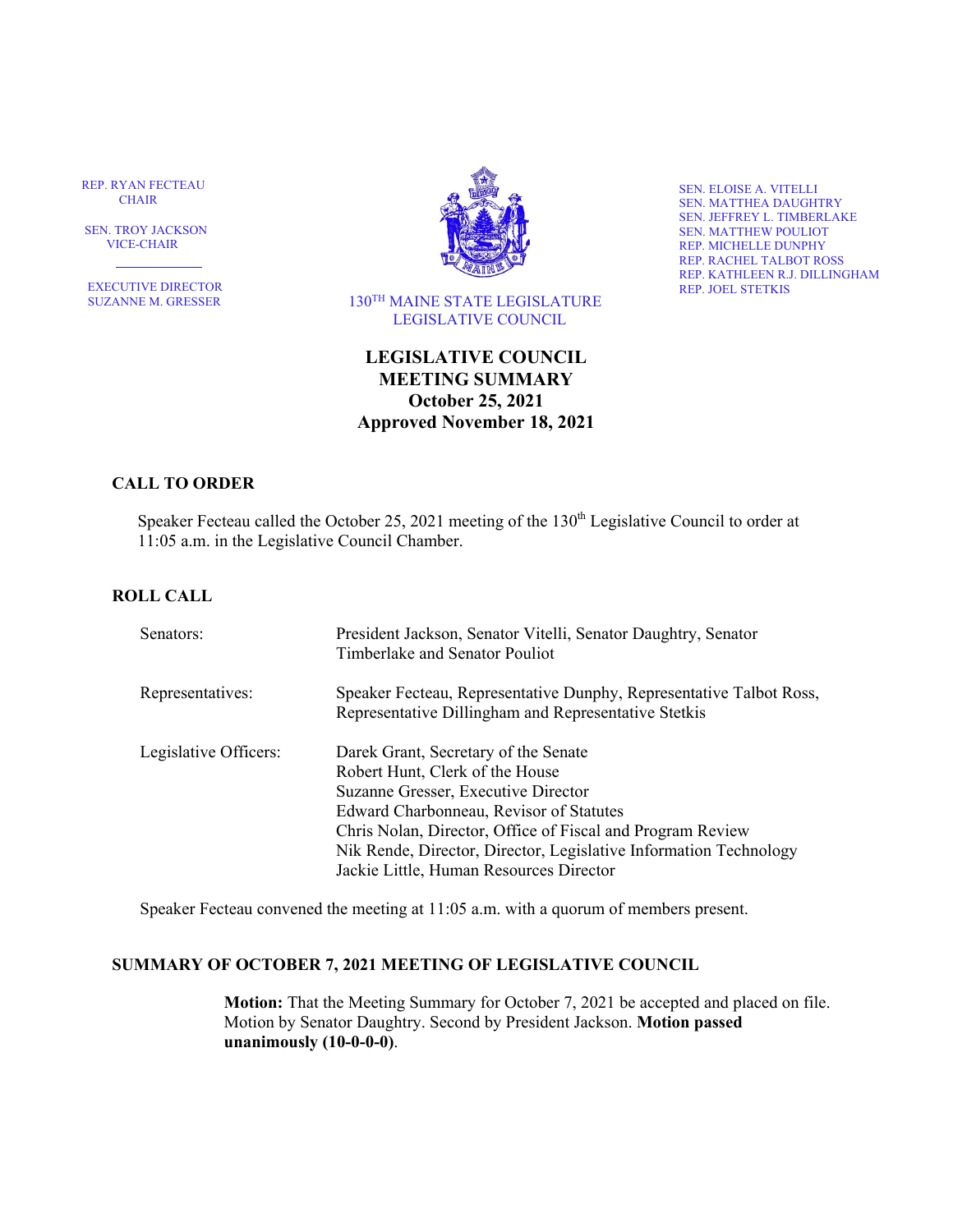REP. RYAN FECTEAU
CHAIR

SEN. TROY JACKSON
VICE-CHAIR

EXECUTIVE DIRECTOR
SUZANNE M. GRESSER

130TH MAINE STATE LEGISLATURE
LEGISLATIVE COUNCIL

SEN. ELOISE A. VITELLI
SEN. MATTHEA DAUGHTRY
SEN. JEFFREY L. TIMBERLAKE
SEN. MATTHEW POULIOT
REP. MICHELLE DUNPHY
REP. RACHEL TALBOT ROSS
REP. KATHLEEN R.J. DILLINGHAM
REP. JOEL STETKIS

# LEGISLATIVE COUNCIL MEETING SUMMARY
## October 25, 2021
## Approved November 18, 2021

### CALL TO ORDER

Speaker Fecteau called the October 25, 2021 meeting of the 130th Legislative Council to order at 11:05 a.m. in the Legislative Council Chamber.

### ROLL CALL

| | |
|---|---|
| Senators: | President Jackson, Senator Vitelli, Senator Daughtry, Senator Timberlake and Senator Pouliot |
| Representatives: | Speaker Fecteau, Representative Dunphy, Representative Talbot Ross, Representative Dillingham and Representative Stetkis |
| Legislative Officers: | Darek Grant, Secretary of the Senate<br>Robert Hunt, Clerk of the House<br>Suzanne Gresser, Executive Director<br>Edward Charbonneau, Revisor of Statutes<br>Chris Nolan, Director, Office of Fiscal and Program Review<br>Nik Rende, Director, Director, Legislative Information Technology<br>Jackie Little, Human Resources Director |

Speaker Fecteau convened the meeting at 11:05 a.m. with a quorum of members present.

### SUMMARY OF OCTOBER 7, 2021 MEETING OF LEGISLATIVE COUNCIL

**Motion:** That the Meeting Summary for October 7, 2021 be accepted and placed on file. Motion by Senator Daughtry. Second by President Jackson. **Motion passed unanimously (10-0-0-0)**.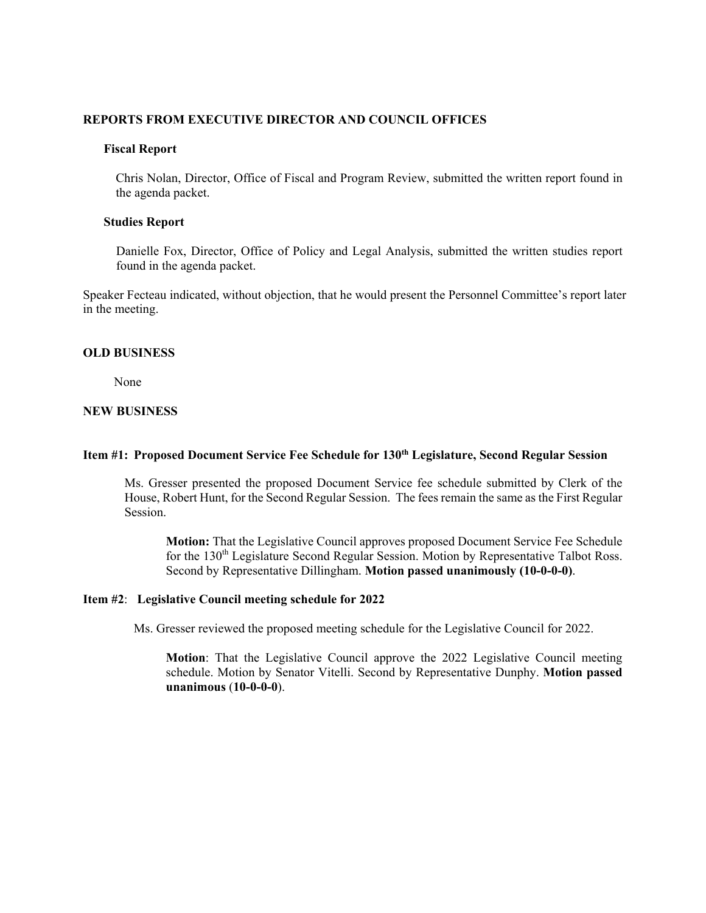## REPORTS FROM EXECUTIVE DIRECTOR AND COUNCIL OFFICES

### Fiscal Report

Chris Nolan, Director, Office of Fiscal and Program Review, submitted the written report found in the agenda packet.

### Studies Report

Danielle Fox, Director, Office of Policy and Legal Analysis, submitted the written studies report found in the agenda packet.

Speaker Fecteau indicated, without objection, that he would present the Personnel Committee's report later in the meeting.

## OLD BUSINESS

None

## NEW BUSINESS

### Item #1: Proposed Document Service Fee Schedule for 130th Legislature, Second Regular Session

Ms. Gresser presented the proposed Document Service fee schedule submitted by Clerk of the House, Robert Hunt, for the Second Regular Session. The fees remain the same as the First Regular Session.

> **Motion:** That the Legislative Council approves proposed Document Service Fee Schedule for the 130th Legislature Second Regular Session. Motion by Representative Talbot Ross. Second by Representative Dillingham. **Motion passed unanimously (10-0-0-0)**.

### Item #2: Legislative Council meeting schedule for 2022

Ms. Gresser reviewed the proposed meeting schedule for the Legislative Council for 2022.

> **Motion**: That the Legislative Council approve the 2022 Legislative Council meeting schedule. Motion by Senator Vitelli. Second by Representative Dunphy. **Motion passed unanimous** (**10-0-0-0**).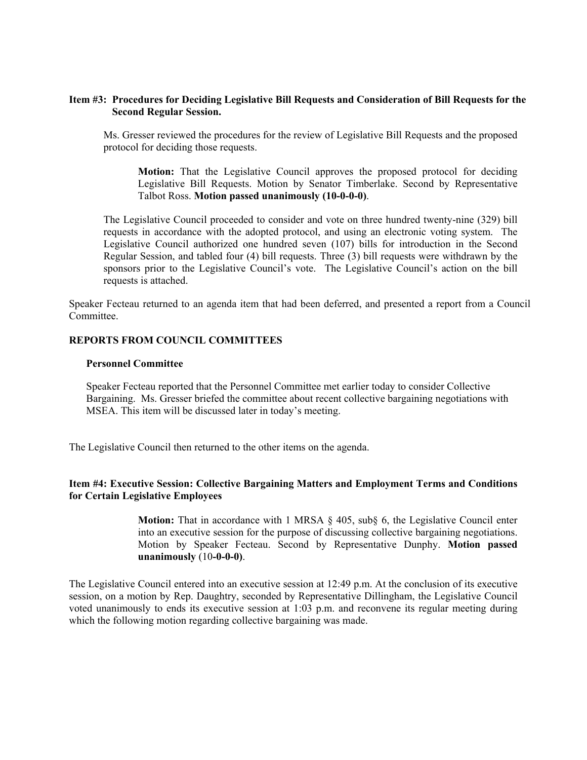**Item #3: Procedures for Deciding Legislative Bill Requests and Consideration of Bill Requests for the Second Regular Session.**

Ms. Gresser reviewed the procedures for the review of Legislative Bill Requests and the proposed protocol for deciding those requests.

> **Motion:** That the Legislative Council approves the proposed protocol for deciding Legislative Bill Requests. Motion by Senator Timberlake. Second by Representative Talbot Ross. **Motion passed unanimously (10-0-0-0)**.

The Legislative Council proceeded to consider and vote on three hundred twenty-nine (329) bill requests in accordance with the adopted protocol, and using an electronic voting system. The Legislative Council authorized one hundred seven (107) bills for introduction in the Second Regular Session, and tabled four (4) bill requests. Three (3) bill requests were withdrawn by the sponsors prior to the Legislative Council's vote. The Legislative Council's action on the bill requests is attached.

Speaker Fecteau returned to an agenda item that had been deferred, and presented a report from a Council Committee.

**REPORTS FROM COUNCIL COMMITTEES**

**Personnel Committee**

Speaker Fecteau reported that the Personnel Committee met earlier today to consider Collective Bargaining. Ms. Gresser briefed the committee about recent collective bargaining negotiations with MSEA. This item will be discussed later in today's meeting.

The Legislative Council then returned to the other items on the agenda.

**Item #4: Executive Session: Collective Bargaining Matters and Employment Terms and Conditions for Certain Legislative Employees**

> **Motion:** That in accordance with 1 MRSA § 405, sub§ 6, the Legislative Council enter into an executive session for the purpose of discussing collective bargaining negotiations. Motion by Speaker Fecteau. Second by Representative Dunphy. **Motion passed unanimously** (10**-0-0-0)**.

The Legislative Council entered into an executive session at 12:49 p.m. At the conclusion of its executive session, on a motion by Rep. Daughtry, seconded by Representative Dillingham, the Legislative Council voted unanimously to ends its executive session at 1:03 p.m. and reconvene its regular meeting during which the following motion regarding collective bargaining was made.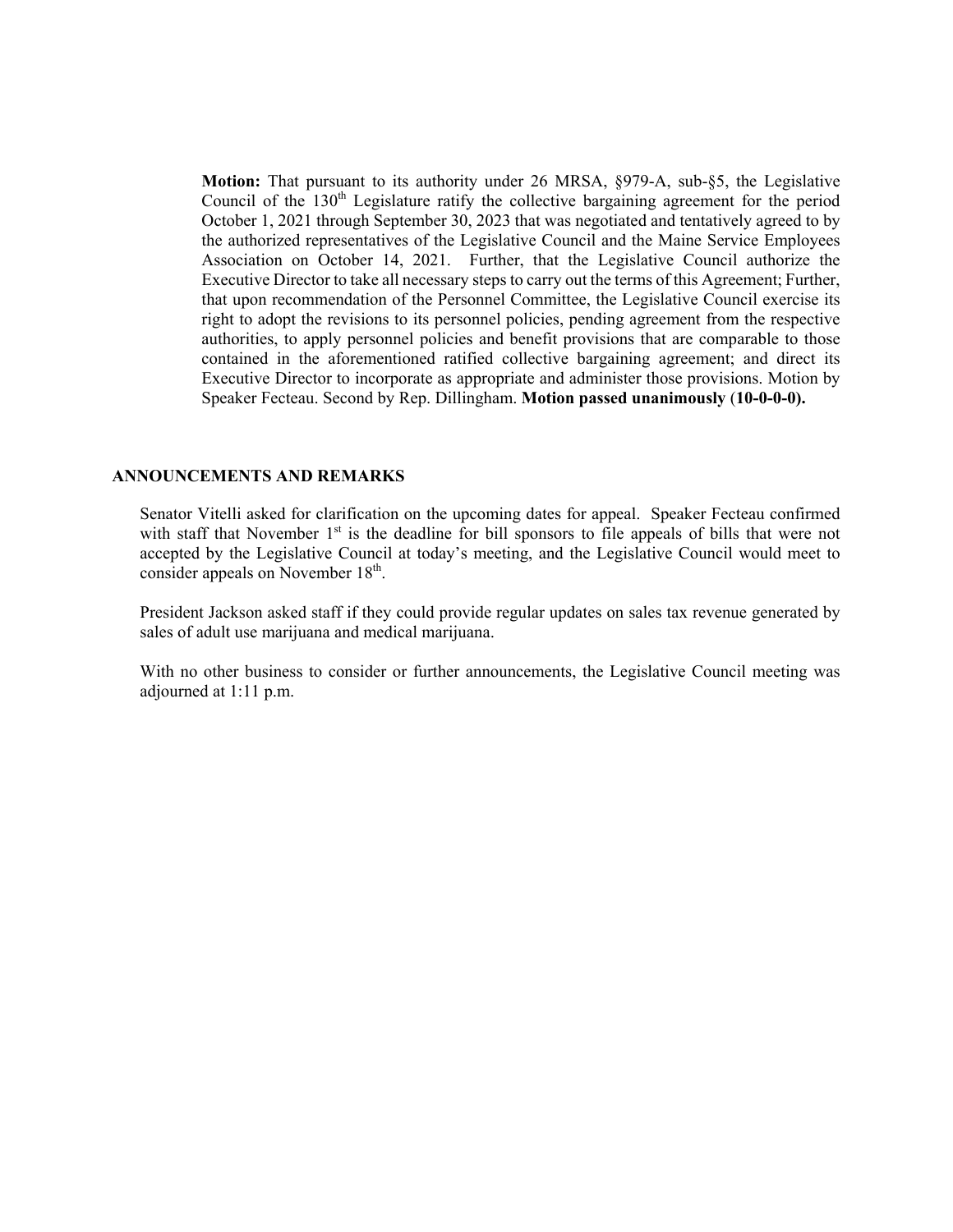**Motion:** That pursuant to its authority under 26 MRSA, §979-A, sub-§5, the Legislative Council of the 130th Legislature ratify the collective bargaining agreement for the period October 1, 2021 through September 30, 2023 that was negotiated and tentatively agreed to by the authorized representatives of the Legislative Council and the Maine Service Employees Association on October 14, 2021. Further, that the Legislative Council authorize the Executive Director to take all necessary steps to carry out the terms of this Agreement; Further, that upon recommendation of the Personnel Committee, the Legislative Council exercise its right to adopt the revisions to its personnel policies, pending agreement from the respective authorities, to apply personnel policies and benefit provisions that are comparable to those contained in the aforementioned ratified collective bargaining agreement; and direct its Executive Director to incorporate as appropriate and administer those provisions. Motion by Speaker Fecteau. Second by Rep. Dillingham. **Motion passed unanimously (10-0-0-0).**

## ANNOUNCEMENTS AND REMARKS

Senator Vitelli asked for clarification on the upcoming dates for appeal. Speaker Fecteau confirmed with staff that November 1st is the deadline for bill sponsors to file appeals of bills that were not accepted by the Legislative Council at today's meeting, and the Legislative Council would meet to consider appeals on November 18th.

President Jackson asked staff if they could provide regular updates on sales tax revenue generated by sales of adult use marijuana and medical marijuana.

With no other business to consider or further announcements, the Legislative Council meeting was adjourned at 1:11 p.m.